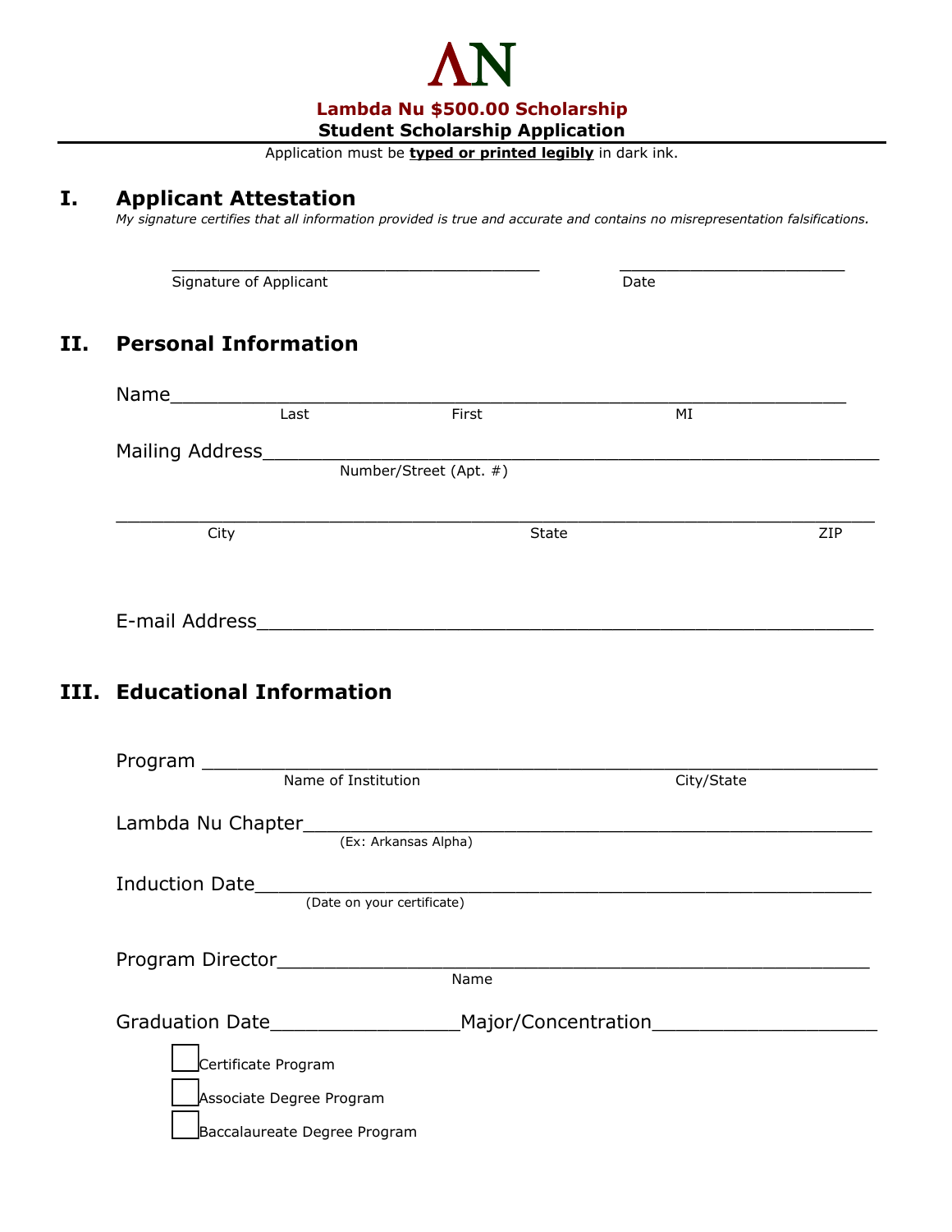# ΛN

## Lambda Nu $500.00 Scholarship

## Student Scholarship Application

Application must be **typed or printed legibly** in dark ink.

## I. Applicant Attestation

*My signature certifies that all information provided is true and accurate and contains no misrepresentation falsifications.*

_______________________________________ _______________________

Signature of Applicant Date

## II. Personal Information

Name_______________________________________________________________

Last First MI

Mailing Address______________________________________________________

Number/Street (Apt. #)

____________________________________________________________________

City State ZIP

E-mail Address_______________________________________________________

## III. Educational Information

Program ____________________________________________________________

Name of Institution City/State

Lambda Nu Chapter___________________________________________________

(Ex: Arkansas Alpha)

Induction Date_______________________________________________________

(Date on your certificate)

Program Director_____________________________________________________

Name

Graduation Date_________________Major/Concentration____________________

- [ ] Certificate Program
- [ ] Associate Degree Program
- [ ] Baccalaureate Degree Program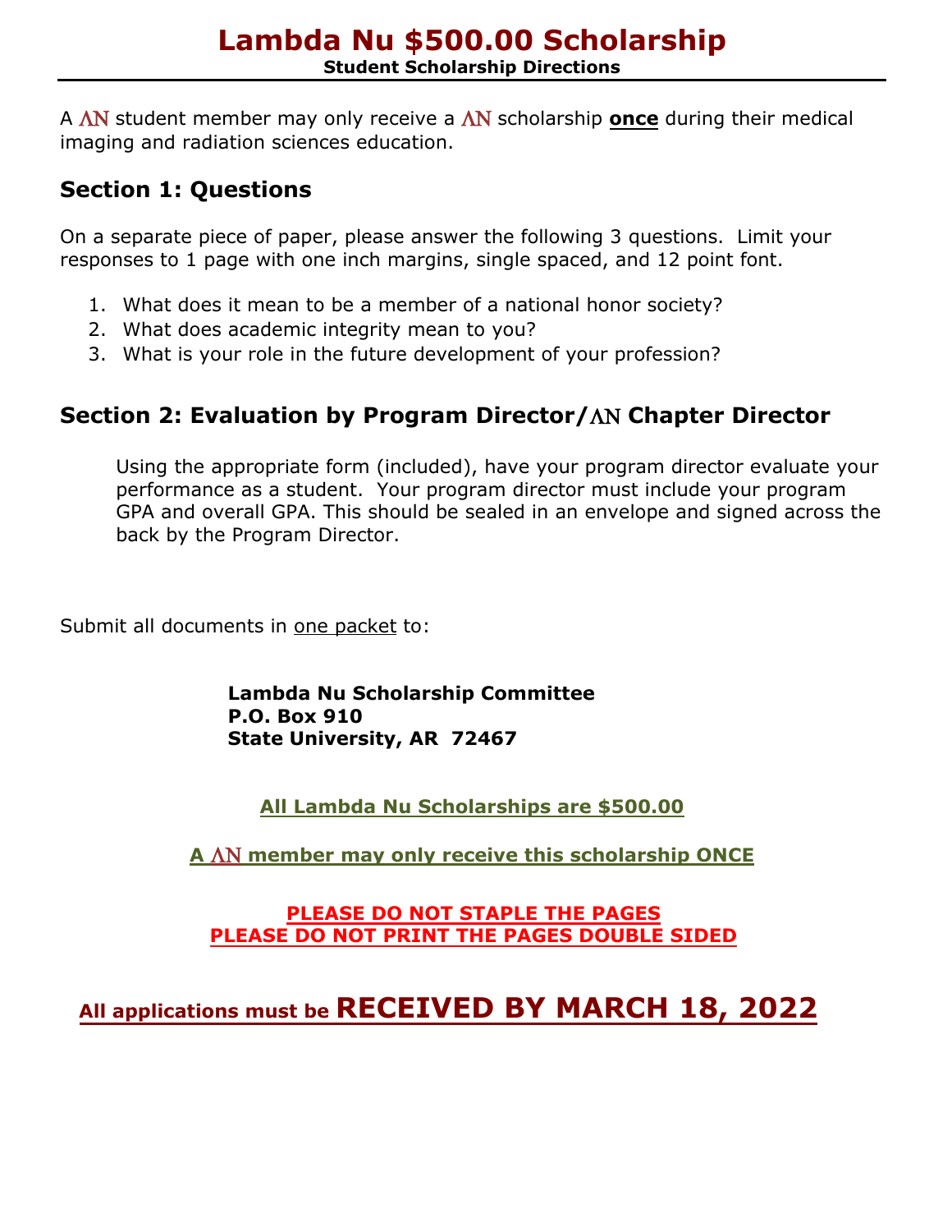# Lambda Nu $500.00 Scholarship

**Student Scholarship Directions**

A ΛΝ student member may only receive a ΛΝ scholarship **once** during their medical imaging and radiation sciences education.

## Section 1: Questions

On a separate piece of paper, please answer the following 3 questions. Limit your responses to 1 page with one inch margins, single spaced, and 12 point font.

1. What does it mean to be a member of a national honor society?
2. What does academic integrity mean to you?
3. What is your role in the future development of your profession?

## Section 2: Evaluation by Program Director/ΛΝ Chapter Director

Using the appropriate form (included), have your program director evaluate your performance as a student. Your program director must include your program GPA and overall GPA. This should be sealed in an envelope and signed across the back by the Program Director.

Submit all documents in one packet to:

**Lambda Nu Scholarship Committee**
**P.O. Box 910**
**State University, AR 72467**

**All Lambda Nu Scholarships are $500.00**

**A ΛΝ member may only receive this scholarship ONCE**

**PLEASE DO NOT STAPLE THE PAGES**
**PLEASE DO NOT PRINT THE PAGES DOUBLE SIDED**

**All applications must be RECEIVED BY MARCH 18, 2022**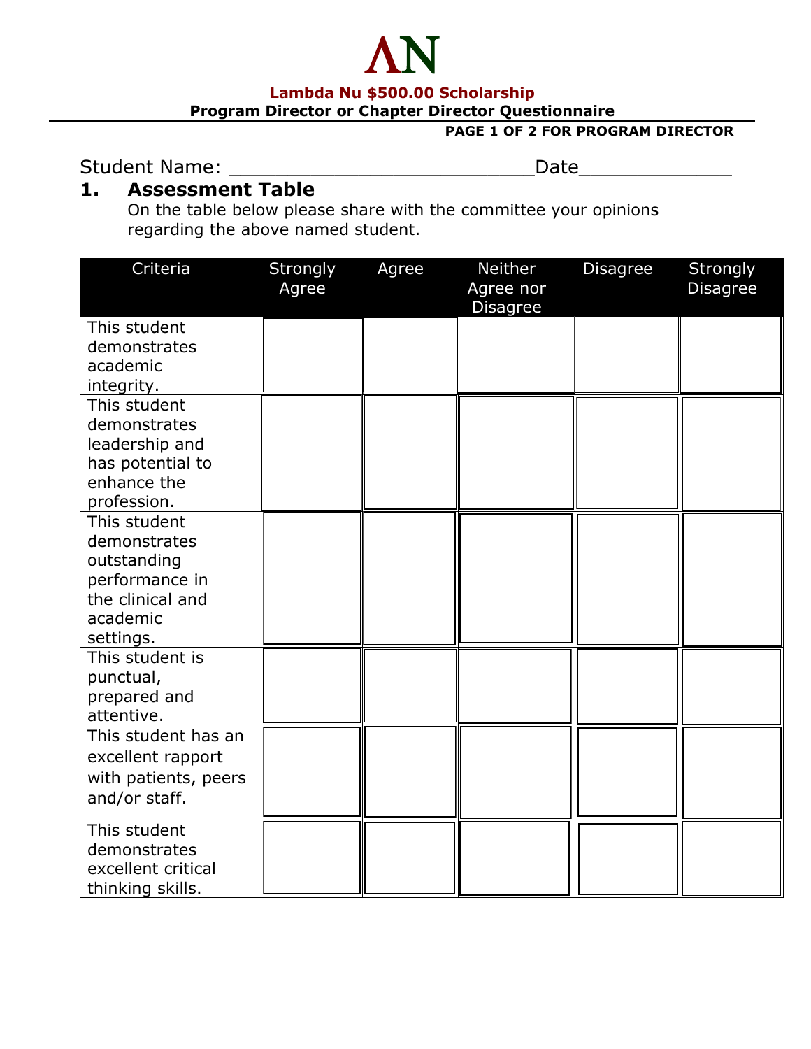**ΛN**

**Lambda Nu $500.00 Scholarship**

**Program Director or Chapter Director Questionnaire**

**PAGE 1 OF 2 FOR PROGRAM DIRECTOR**

Student Name: ___________________________Date_____________

## 1. Assessment Table

On the table below please share with the committee your opinions regarding the above named student.

| Criteria | Strongly Agree | Agree | Neither Agree nor Disagree | Disagree | Strongly Disagree |
|---|---|---|---|---|---|
| This student demonstrates academic integrity. | | | | | |
| This student demonstrates leadership and has potential to enhance the profession. | | | | | |
| This student demonstrates outstanding performance in the clinical and academic settings. | | | | | |
| This student is punctual, prepared and attentive. | | | | | |
| This student has an excellent rapport with patients, peers and/or staff. | | | | | |
| This student demonstrates excellent critical thinking skills. | | | | | |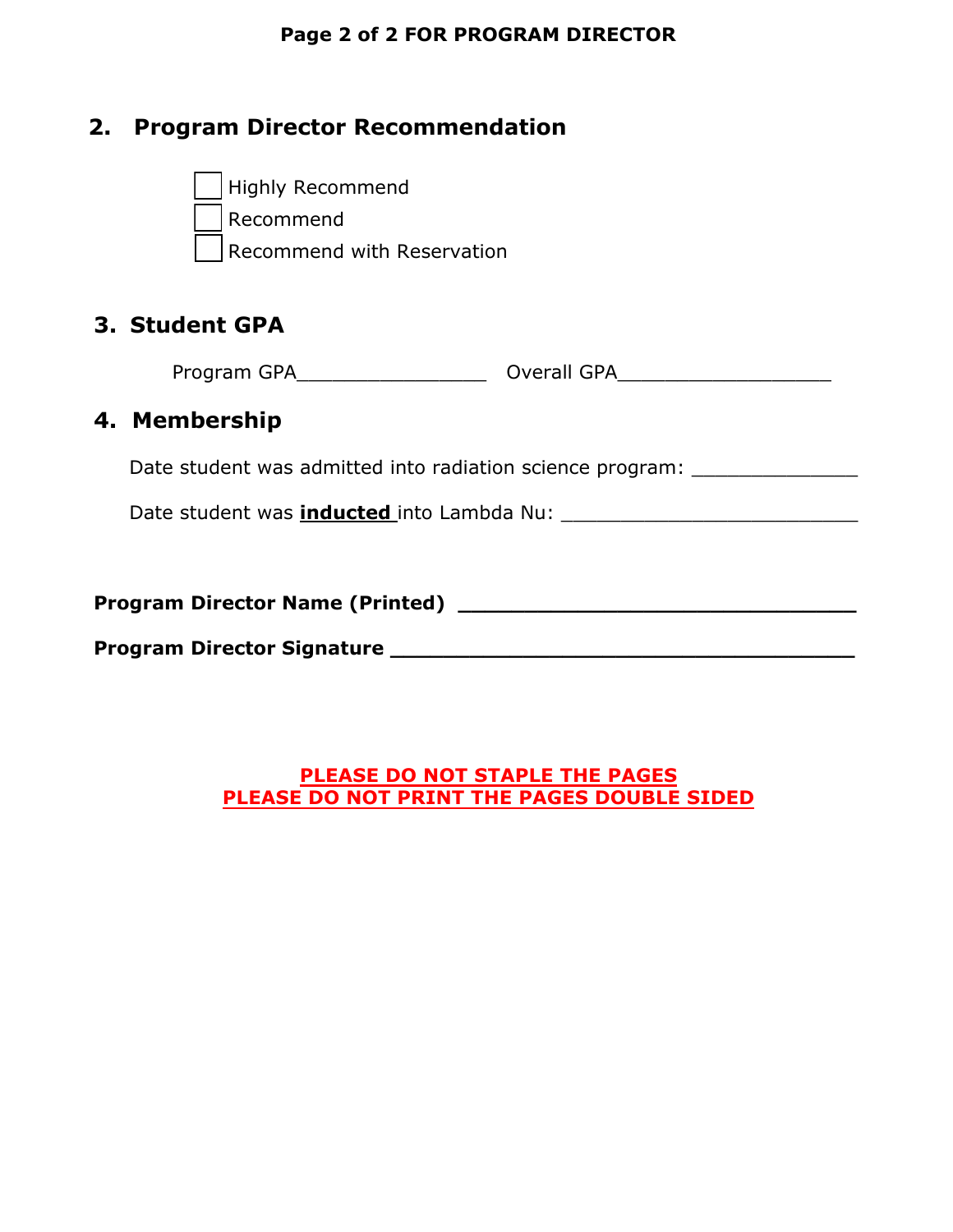**Page 2 of 2 FOR PROGRAM DIRECTOR**

## 2. Program Director Recommendation

- ☐ Highly Recommend
- ☐ Recommend
- ☐ Recommend with Reservation

## 3. Student GPA

Program GPA_________________ Overall GPA___________________

## 4. Membership

Date student was admitted into radiation science program: _______________

Date student was **inducted** into Lambda Nu: ___________________________

**Program Director Name (Printed) _________________________________**

**Program Director Signature ______________________________________**

**PLEASE DO NOT STAPLE THE PAGES**
**PLEASE DO NOT PRINT THE PAGES DOUBLE SIDED**